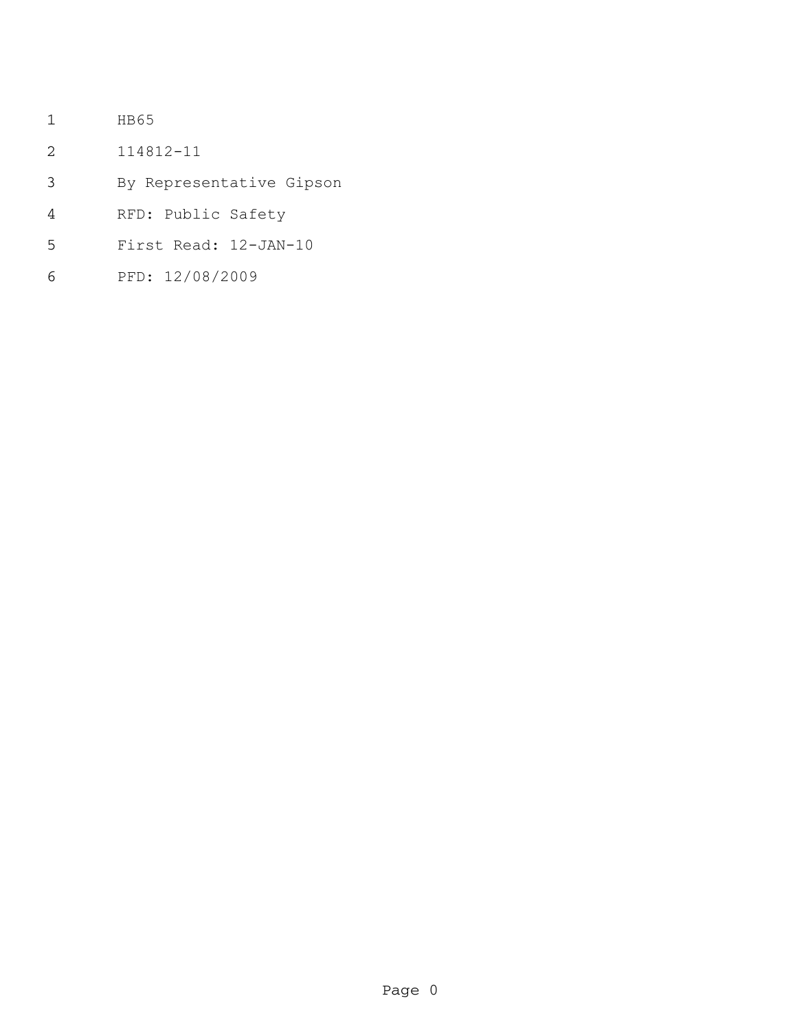HB65

114812-11

By Representative Gipson

RFD: Public Safety

First Read: 12-JAN-10

PFD: 12/08/2009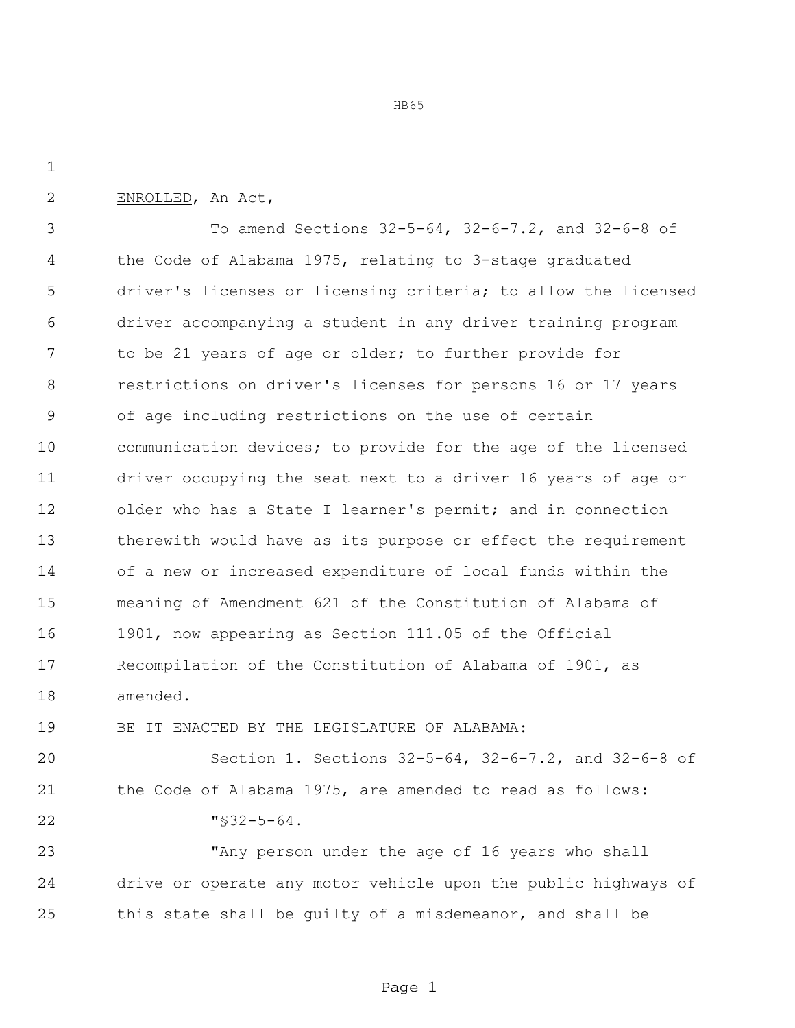ENROLLED, An Act,

To amend Sections 32-5-64, 32-6-7.2, and 32-6-8 of the Code of Alabama 1975, relating to 3-stage graduated driver's licenses or licensing criteria; to allow the licensed driver accompanying a student in any driver training program to be 21 years of age or older; to further provide for restrictions on driver's licenses for persons 16 or 17 years of age including restrictions on the use of certain communication devices; to provide for the age of the licensed driver occupying the seat next to a driver 16 years of age or older who has a State I learner's permit; and in connection therewith would have as its purpose or effect the requirement of a new or increased expenditure of local funds within the meaning of Amendment 621 of the Constitution of Alabama of 1901, now appearing as Section 111.05 of the Official Recompilation of the Constitution of Alabama of 1901, as amended.

BE IT ENACTED BY THE LEGISLATURE OF ALABAMA:

Section 1. Sections 32-5-64, 32-6-7.2, and 32-6-8 of the Code of Alabama 1975, are amended to read as follows:

"§32-5-64.

"Any person under the age of 16 years who shall drive or operate any motor vehicle upon the public highways of this state shall be guilty of a misdemeanor, and shall be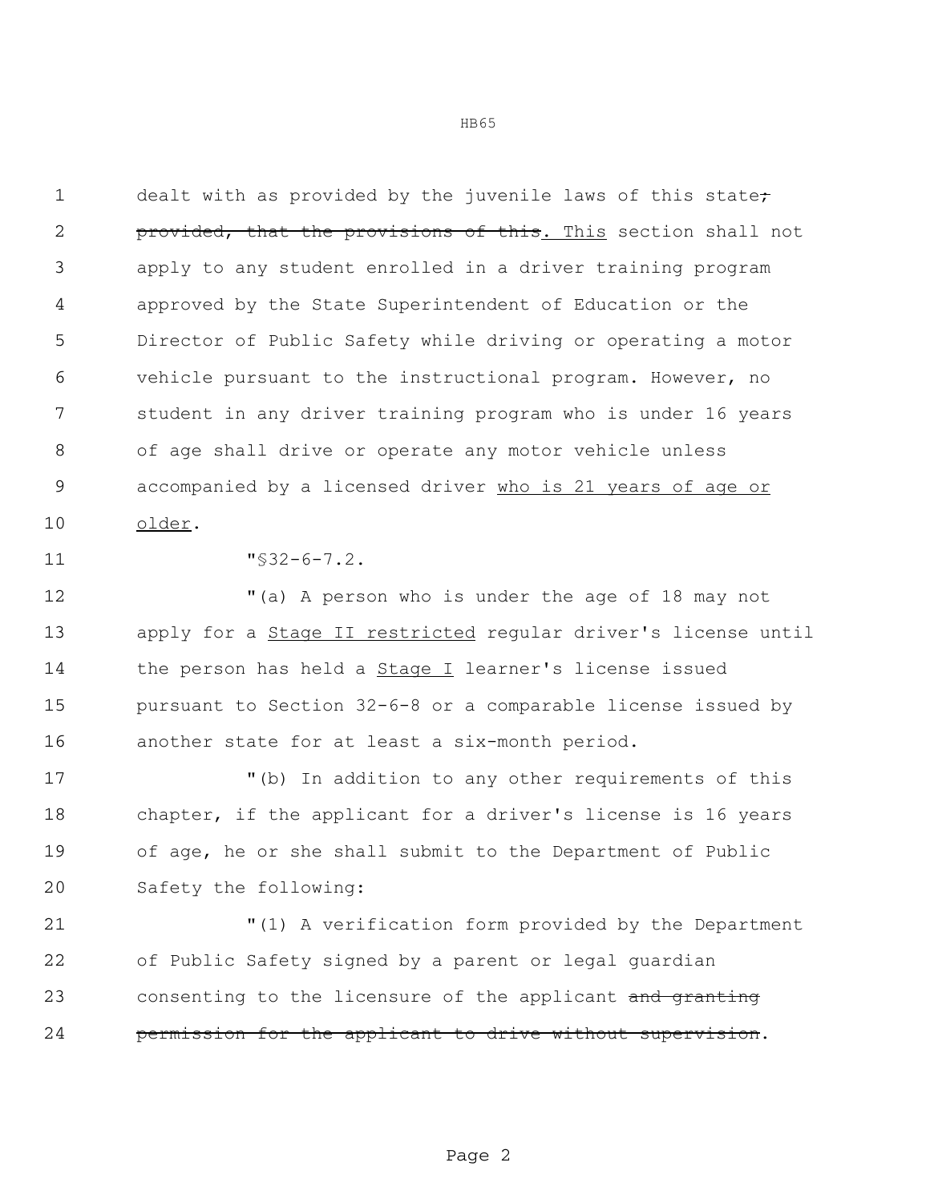dealt with as provided by the juvenile laws of this state~~;~~ ~~provided, that the provisions of this~~. This section shall not apply to any student enrolled in a driver training program approved by the State Superintendent of Education or the Director of Public Safety while driving or operating a motor vehicle pursuant to the instructional program. However, no student in any driver training program who is under 16 years of age shall drive or operate any motor vehicle unless accompanied by a licensed driver who is 21 years of age or older.

"§32-6-7.2.

"(a) A person who is under the age of 18 may not apply for a Stage II restricted regular driver's license until the person has held a Stage I learner's license issued pursuant to Section 32-6-8 or a comparable license issued by another state for at least a six-month period.

"(b) In addition to any other requirements of this chapter, if the applicant for a driver's license is 16 years of age, he or she shall submit to the Department of Public Safety the following:

"(1) A verification form provided by the Department of Public Safety signed by a parent or legal guardian consenting to the licensure of the applicant ~~and granting permission for the applicant to drive without supervision~~.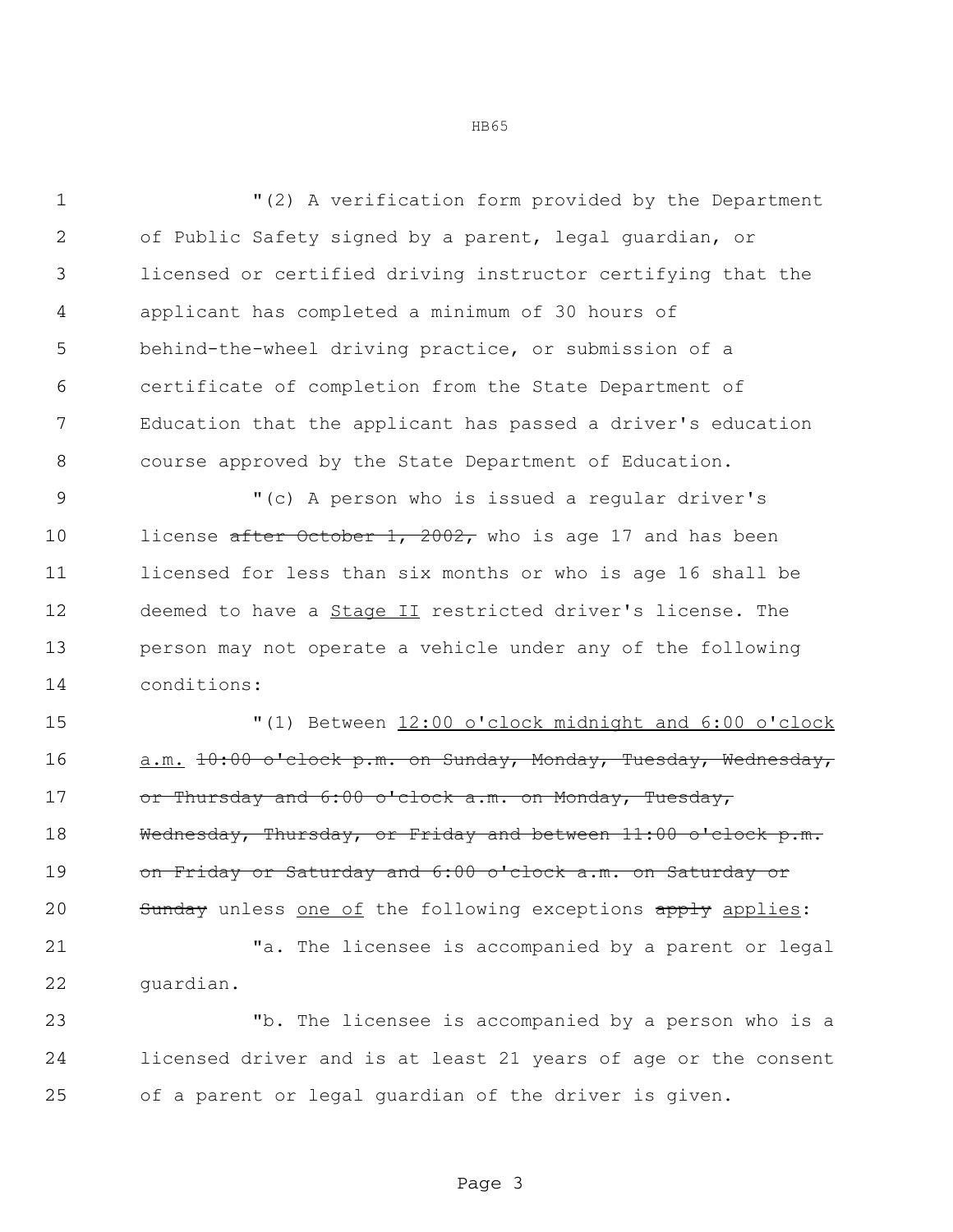"(2) A verification form provided by the Department of Public Safety signed by a parent, legal guardian, or licensed or certified driving instructor certifying that the applicant has completed a minimum of 30 hours of behind-the-wheel driving practice, or submission of a certificate of completion from the State Department of Education that the applicant has passed a driver's education course approved by the State Department of Education.

"(c) A person who is issued a regular driver's license ~~after October 1, 2002,~~ who is age 17 and has been licensed for less than six months or who is age 16 shall be deemed to have a <u>Stage II</u> restricted driver's license. The person may not operate a vehicle under any of the following conditions:

"(1) Between <u>12:00 o'clock midnight and 6:00 o'clock a.m.</u> ~~10:00 o'clock p.m. on Sunday, Monday, Tuesday, Wednesday, or Thursday and 6:00 o'clock a.m. on Monday, Tuesday, Wednesday, Thursday, or Friday and between 11:00 o'clock p.m. on Friday or Saturday and 6:00 o'clock a.m. on Saturday or Sunday~~ unless <u>one of</u> the following exceptions ~~apply~~ <u>applies</u>:

"a. The licensee is accompanied by a parent or legal guardian.

"b. The licensee is accompanied by a person who is a licensed driver and is at least 21 years of age or the consent of a parent or legal guardian of the driver is given.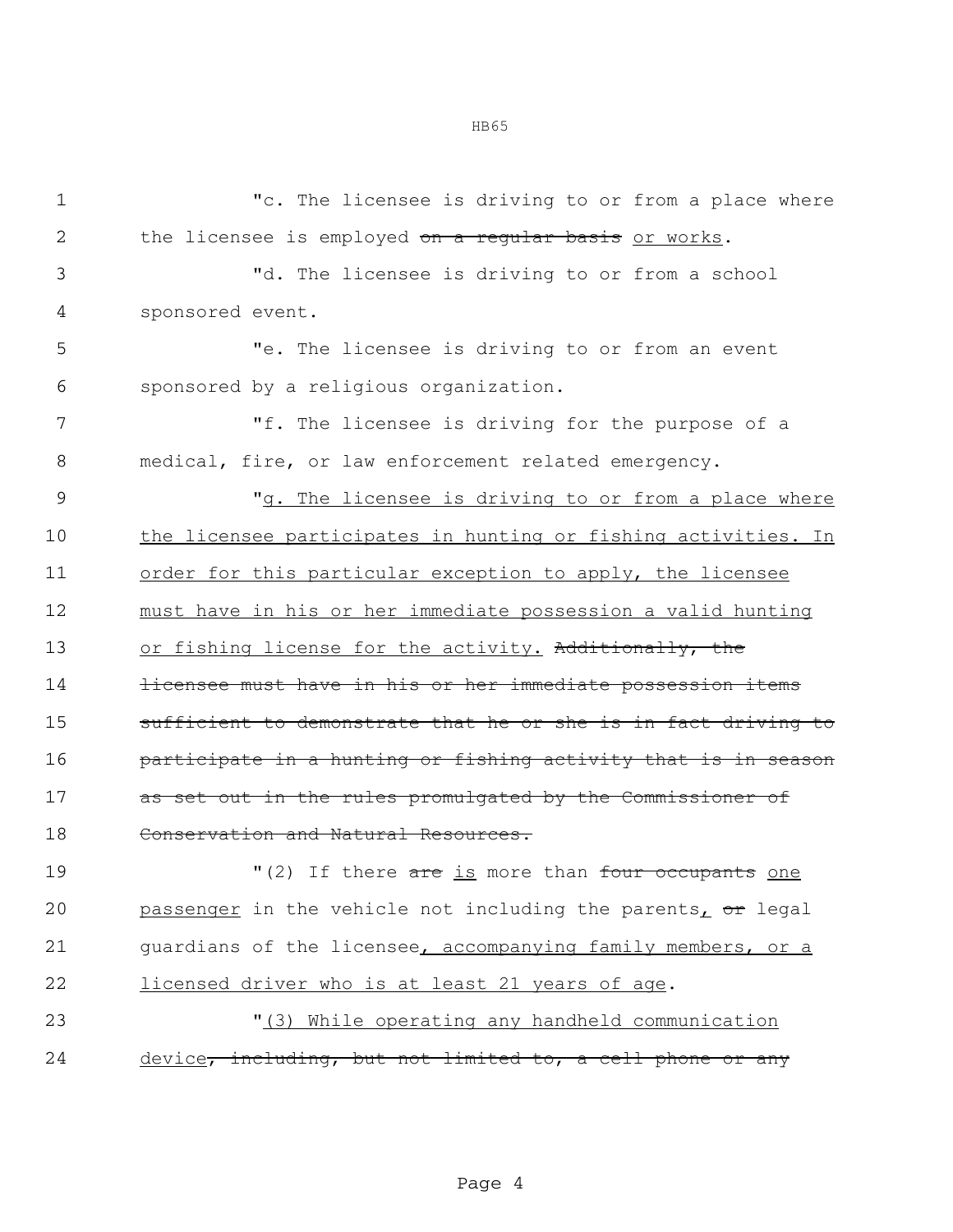"c. The licensee is driving to or from a place where the licensee is employed ~~on a regular basis~~ <u>or works</u>.

"d. The licensee is driving to or from a school sponsored event.

"e. The licensee is driving to or from an event sponsored by a religious organization.

"f. The licensee is driving for the purpose of a medical, fire, or law enforcement related emergency.

"<u>g. The licensee is driving to or from a place where the licensee participates in hunting or fishing activities. In order for this particular exception to apply, the licensee must have in his or her immediate possession a valid hunting or fishing license for the activity.</u> ~~Additionally, the licensee must have in his or her immediate possession items sufficient to demonstrate that he or she is in fact driving to participate in a hunting or fishing activity that is in season as set out in the rules promulgated by the Commissioner of Conservation and Natural Resources.~~

"(2) If there ~~are~~ <u>is</u> more than ~~four occupants~~ <u>one passenger</u> in the vehicle not including the parents<u>,</u> ~~or~~ legal guardians of the licensee<u>, accompanying family members, or a licensed driver who is at least 21 years of age</u>.

"<u>(3) While operating any handheld communication device</u>~~, including, but not limited to, a cell phone or any~~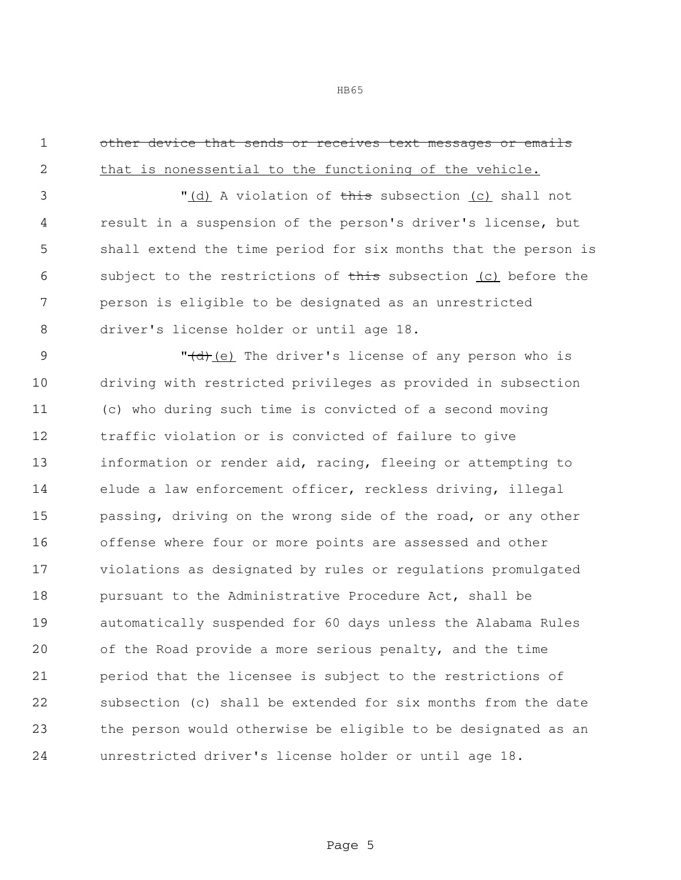~~other device that sends or receives text messages or emails~~ <u>that is nonessential to the functioning of the vehicle.</u>

"<u>(d)</u> A violation of ~~this~~ subsection <u>(c)</u> shall not result in a suspension of the person's driver's license, but shall extend the time period for six months that the person is subject to the restrictions of ~~this~~ subsection <u>(c)</u> before the person is eligible to be designated as an unrestricted driver's license holder or until age 18.

"~~(d)~~<u>(e)</u> The driver's license of any person who is driving with restricted privileges as provided in subsection (c) who during such time is convicted of a second moving traffic violation or is convicted of failure to give information or render aid, racing, fleeing or attempting to elude a law enforcement officer, reckless driving, illegal passing, driving on the wrong side of the road, or any other offense where four or more points are assessed and other violations as designated by rules or regulations promulgated pursuant to the Administrative Procedure Act, shall be automatically suspended for 60 days unless the Alabama Rules of the Road provide a more serious penalty, and the time period that the licensee is subject to the restrictions of subsection (c) shall be extended for six months from the date the person would otherwise be eligible to be designated as an unrestricted driver's license holder or until age 18.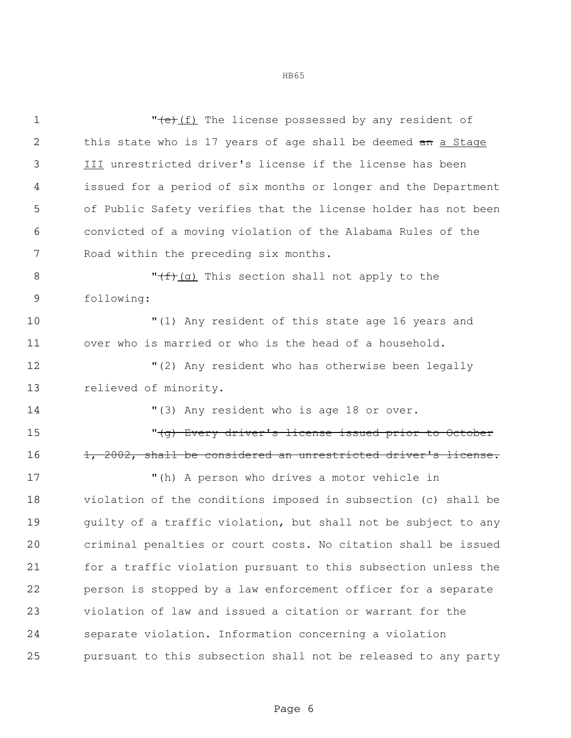"~~(e)~~(f) The license possessed by any resident of this state who is 17 years of age shall be deemed ~~an~~ a Stage III unrestricted driver's license if the license has been issued for a period of six months or longer and the Department of Public Safety verifies that the license holder has not been convicted of a moving violation of the Alabama Rules of the Road within the preceding six months.

"~~(f)~~(g) This section shall not apply to the following:

"(1) Any resident of this state age 16 years and over who is married or who is the head of a household.

"(2) Any resident who has otherwise been legally relieved of minority.

"(3) Any resident who is age 18 or over.

"~~(g) Every driver's license issued prior to October 1, 2002, shall be considered an unrestricted driver's license.~~

"(h) A person who drives a motor vehicle in violation of the conditions imposed in subsection (c) shall be guilty of a traffic violation, but shall not be subject to any criminal penalties or court costs. No citation shall be issued for a traffic violation pursuant to this subsection unless the person is stopped by a law enforcement officer for a separate violation of law and issued a citation or warrant for the separate violation. Information concerning a violation pursuant to this subsection shall not be released to any party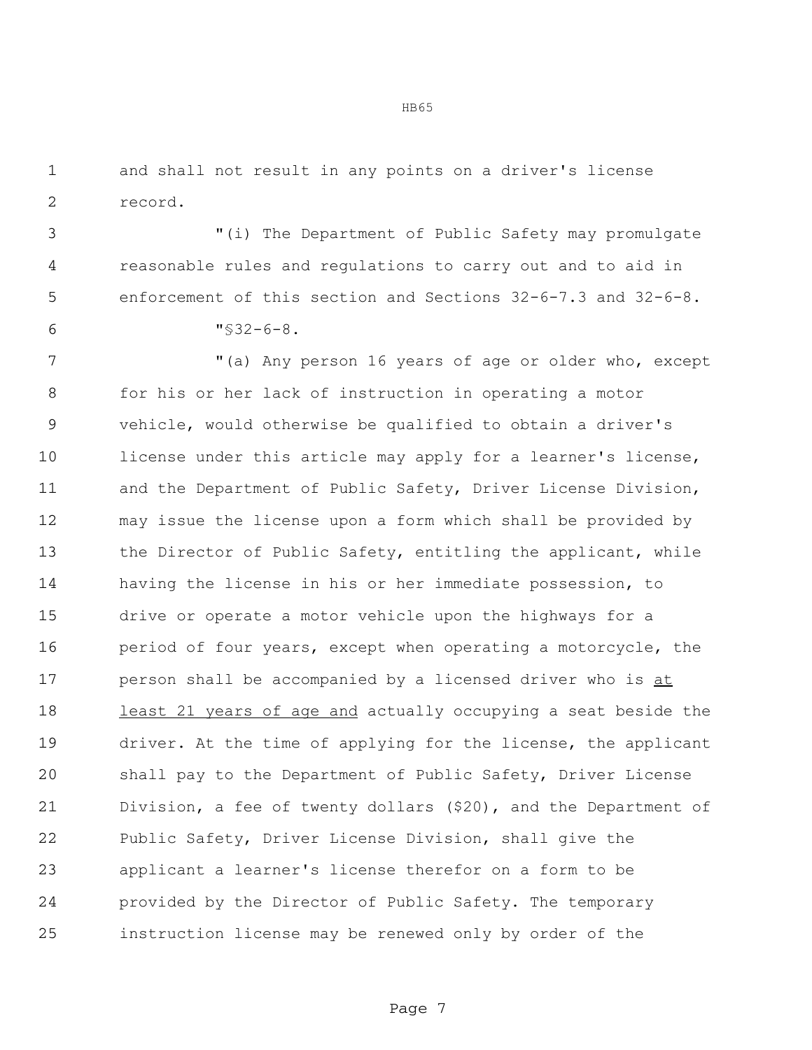and shall not result in any points on a driver's license record.

"(i) The Department of Public Safety may promulgate reasonable rules and regulations to carry out and to aid in enforcement of this section and Sections 32-6-7.3 and 32-6-8.

"§32-6-8.

"(a) Any person 16 years of age or older who, except for his or her lack of instruction in operating a motor vehicle, would otherwise be qualified to obtain a driver's license under this article may apply for a learner's license, and the Department of Public Safety, Driver License Division, may issue the license upon a form which shall be provided by the Director of Public Safety, entitling the applicant, while having the license in his or her immediate possession, to drive or operate a motor vehicle upon the highways for a period of four years, except when operating a motorcycle, the person shall be accompanied by a licensed driver who is <u>at least 21 years of age and</u> actually occupying a seat beside the driver. At the time of applying for the license, the applicant shall pay to the Department of Public Safety, Driver License Division, a fee of twenty dollars ($20), and the Department of Public Safety, Driver License Division, shall give the applicant a learner's license therefor on a form to be provided by the Director of Public Safety. The temporary instruction license may be renewed only by order of the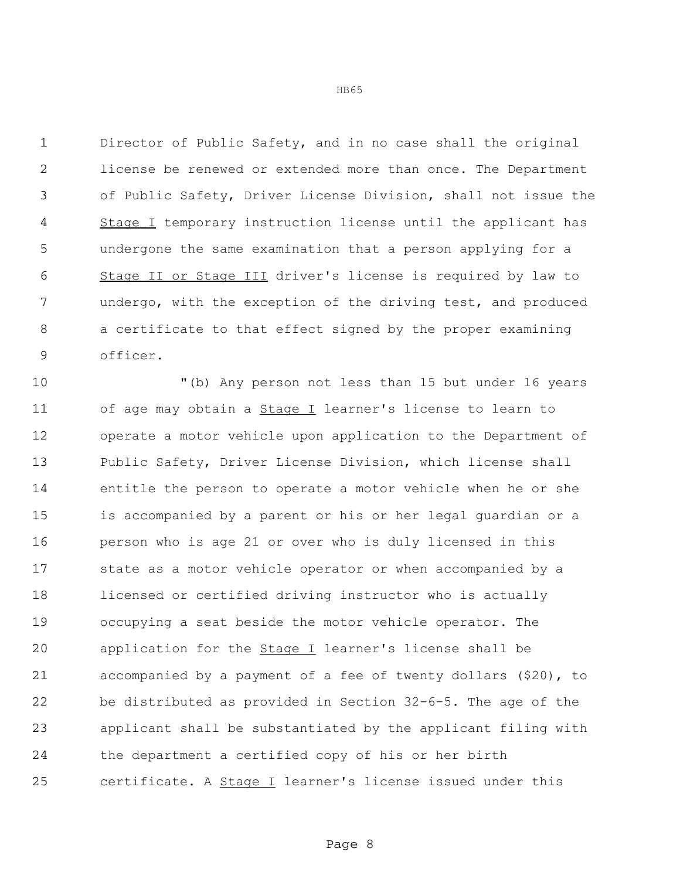Director of Public Safety, and in no case shall the original license be renewed or extended more than once. The Department of Public Safety, Driver License Division, shall not issue the Stage I temporary instruction license until the applicant has undergone the same examination that a person applying for a Stage II or Stage III driver's license is required by law to undergo, with the exception of the driving test, and produced a certificate to that effect signed by the proper examining officer.

"(b) Any person not less than 15 but under 16 years of age may obtain a Stage I learner's license to learn to operate a motor vehicle upon application to the Department of Public Safety, Driver License Division, which license shall entitle the person to operate a motor vehicle when he or she is accompanied by a parent or his or her legal guardian or a person who is age 21 or over who is duly licensed in this state as a motor vehicle operator or when accompanied by a licensed or certified driving instructor who is actually occupying a seat beside the motor vehicle operator. The application for the Stage I learner's license shall be accompanied by a payment of a fee of twenty dollars ($20), to be distributed as provided in Section 32-6-5. The age of the applicant shall be substantiated by the applicant filing with the department a certified copy of his or her birth certificate. A Stage I learner's license issued under this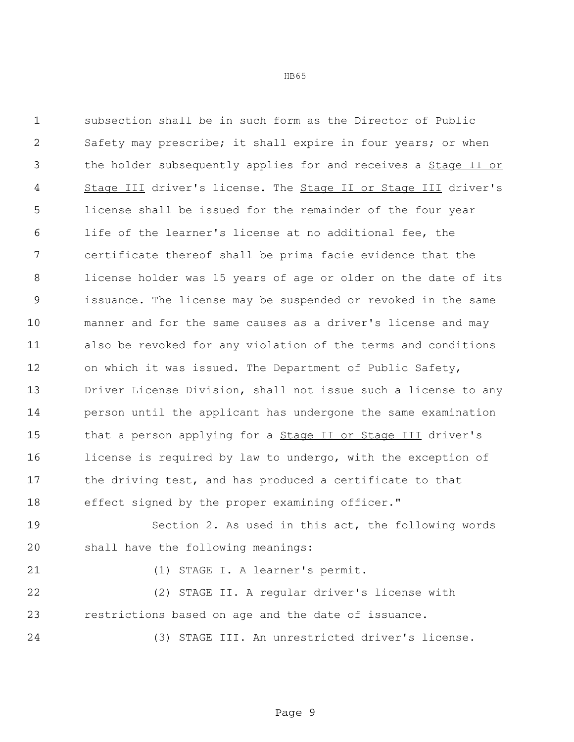subsection shall be in such form as the Director of Public Safety may prescribe; it shall expire in four years; or when the holder subsequently applies for and receives a <u>Stage II or Stage III</u> driver's license. The <u>Stage II or Stage III</u> driver's license shall be issued for the remainder of the four year life of the learner's license at no additional fee, the certificate thereof shall be prima facie evidence that the license holder was 15 years of age or older on the date of its issuance. The license may be suspended or revoked in the same manner and for the same causes as a driver's license and may also be revoked for any violation of the terms and conditions on which it was issued. The Department of Public Safety, Driver License Division, shall not issue such a license to any person until the applicant has undergone the same examination that a person applying for a <u>Stage II or Stage III</u> driver's license is required by law to undergo, with the exception of the driving test, and has produced a certificate to that effect signed by the proper examining officer."

Section 2. As used in this act, the following words shall have the following meanings:

(1) STAGE I. A learner's permit.

(2) STAGE II. A regular driver's license with restrictions based on age and the date of issuance.

(3) STAGE III. An unrestricted driver's license.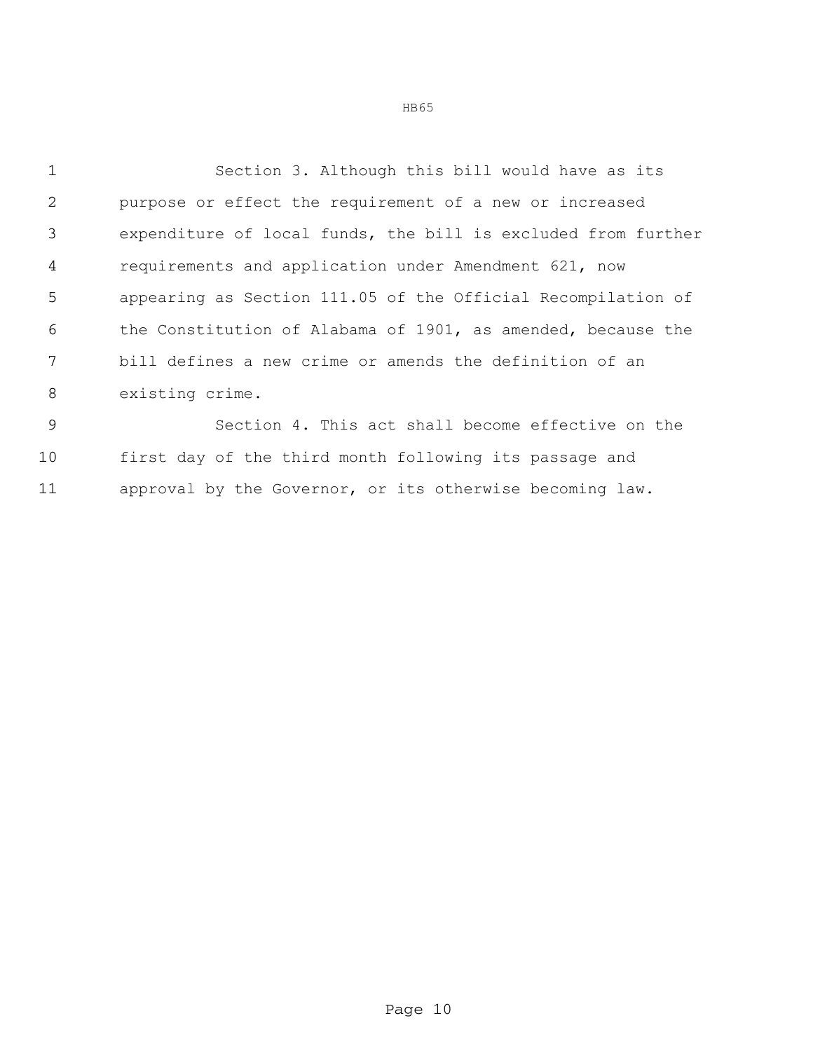Section 3. Although this bill would have as its purpose or effect the requirement of a new or increased expenditure of local funds, the bill is excluded from further requirements and application under Amendment 621, now appearing as Section 111.05 of the Official Recompilation of the Constitution of Alabama of 1901, as amended, because the bill defines a new crime or amends the definition of an existing crime.

Section 4. This act shall become effective on the first day of the third month following its passage and approval by the Governor, or its otherwise becoming law.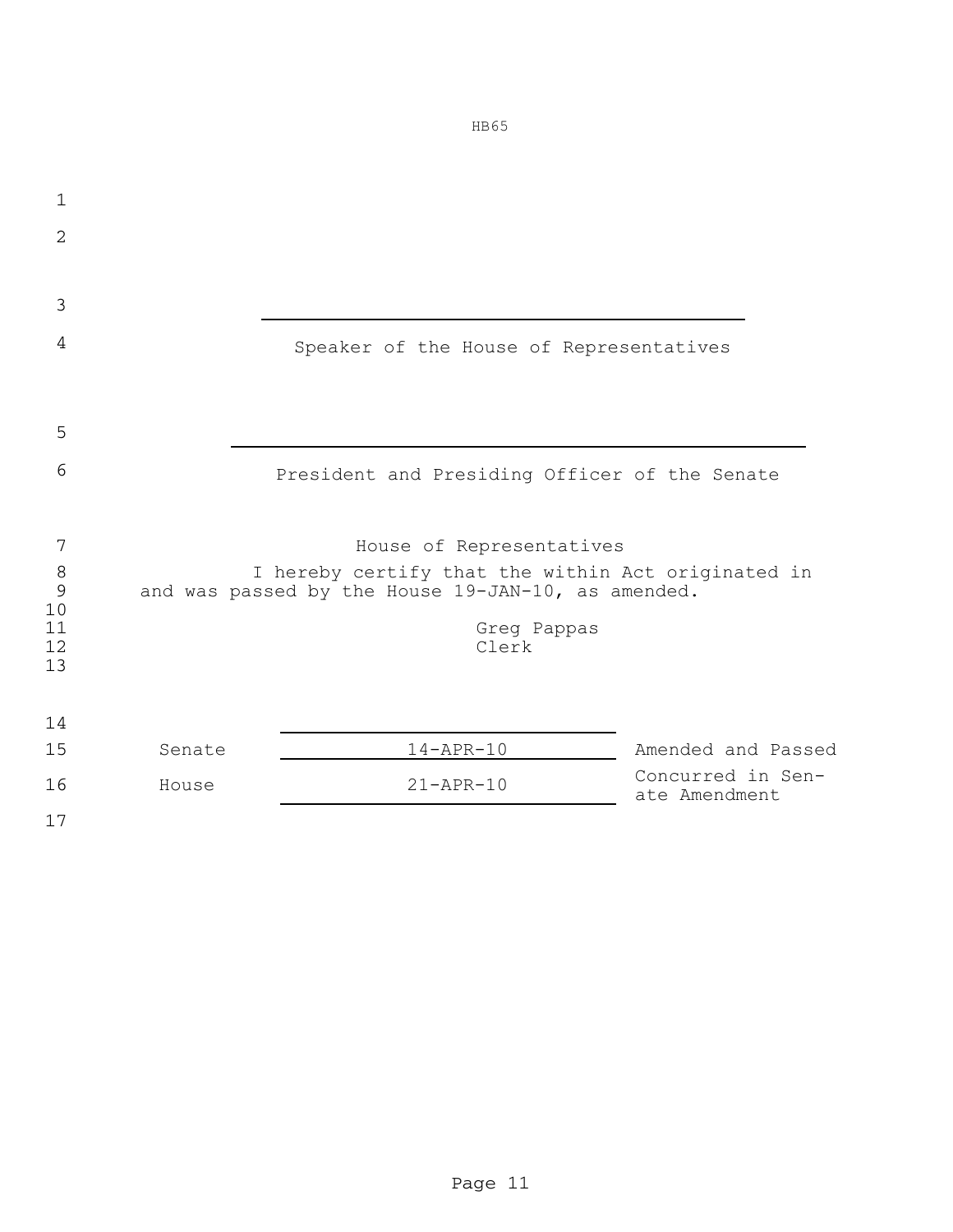\_\_\_\_\_\_\_\_\_\_\_\_\_\_\_\_\_\_\_\_\_\_\_\_\_\_\_\_\_\_\_\_\_\_\_\_\_\_\_\_

Speaker of the House of Representatives

\_\_\_\_\_\_\_\_\_\_\_\_\_\_\_\_\_\_\_\_\_\_\_\_\_\_\_\_\_\_\_\_\_\_\_\_\_\_\_\_

President and Presiding Officer of the Senate

House of Representatives

I hereby certify that the within Act originated in and was passed by the House 19-JAN-10, as amended.

Greg Pappas
Clerk

| | | |
|---|---|---|
| Senate | 14-APR-10 | Amended and Passed |
| House | 21-APR-10 | Concurred in Senate Amendment |